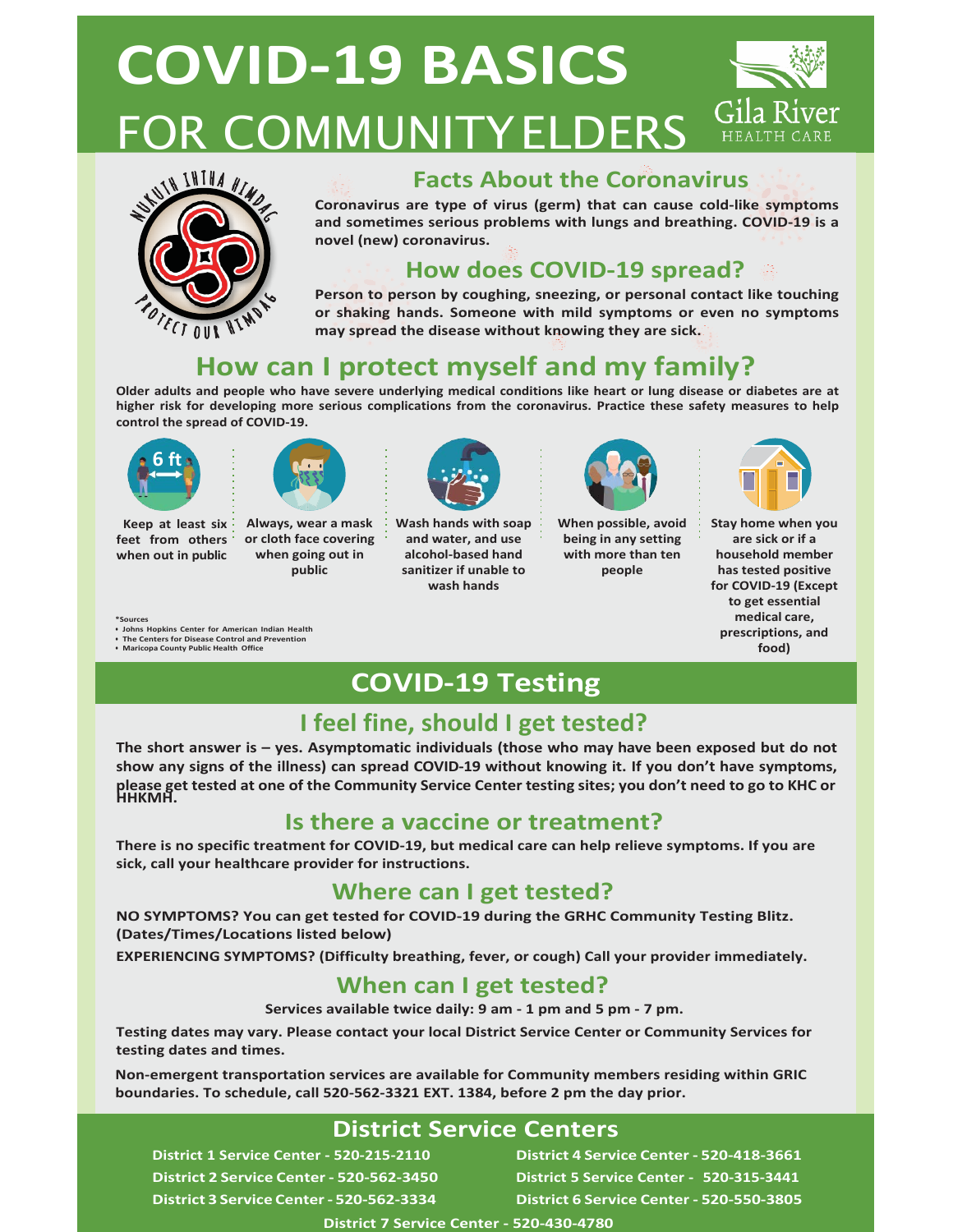# COVID-19 BASICS FOR COMMUNITY ELDERS

Gila River HEALTH CARE

NUKUTH IHTHA HIMDAG — PROTECT OUR HIMDAG

## Facts About the Coronavirus

**Coronavirus are type of virus (germ) that can cause cold-like symptoms and sometimes serious problems with lungs and breathing. COVID-19 is a novel (new) coronavirus.**

## How does COVID-19 spread?

**Person to person by coughing, sneezing, or personal contact like touching or shaking hands. Someone with mild symptoms or even no symptoms may spread the disease without knowing they are sick.**

## How can I protect myself and my family?

**Older adults and people who have severe underlying medical conditions like heart or lung disease or diabetes are at higher risk for developing more serious complications from the coronavirus. Practice these safety measures to help control the spread of COVID-19.**

- **Keep at least six feet from others when out in public**
- **Always, wear a mask or cloth face covering when going out in public**
- **Wash hands with soap and water, and use alcohol-based hand sanitizer if unable to wash hands**
- **When possible, avoid being in any setting with more than ten people**
- **Stay home when you are sick or if a household member has tested positive for COVID-19 (Except to get essential medical care, prescriptions, and food)**

*Sources
- Johns Hopkins Center for American Indian Health
- The Centers for Disease Control and Prevention
- Maricopa County Public Health Office

# COVID-19 Testing

## I feel fine, should I get tested?

**The short answer is – yes. Asymptomatic individuals (those who may have been exposed but do not show any signs of the illness) can spread COVID-19 without knowing it. If you don't have symptoms, please get tested at one of the Community Service Center testing sites; you don't need to go to KHC or HHKMH.**

## Is there a vaccine or treatment?

**There is no specific treatment for COVID-19, but medical care can help relieve symptoms. If you are sick, call your healthcare provider for instructions.**

## Where can I get tested?

**NO SYMPTOMS? You can get tested for COVID-19 during the GRHC Community Testing Blitz. (Dates/Times/Locations listed below)**

**EXPERIENCING SYMPTOMS? (Difficulty breathing, fever, or cough) Call your provider immediately.**

## When can I get tested?

**Services available twice daily: 9 am - 1 pm and 5 pm - 7 pm.**

**Testing dates may vary. Please contact your local District Service Center or Community Services for testing dates and times.**

**Non-emergent transportation services are available for Community members residing within GRIC boundaries. To schedule, call 520-562-3321 EXT. 1384, before 2 pm the day prior.**

## District Service Centers

**District 1 Service Center - 520-215-2110**
**District 2 Service Center - 520-562-3450**
**District 3 Service Center - 520-562-3334**
**District 4 Service Center - 520-418-3661**
**District 5 Service Center - 520-315-3441**
**District 6 Service Center - 520-550-3805**
**District 7 Service Center - 520-430-4780**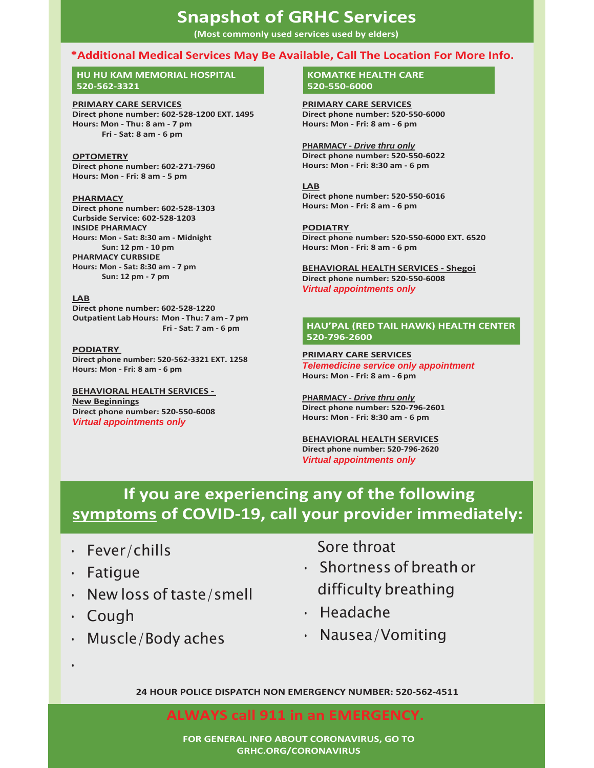# Snapshot of GRHC Services

**(Most commonly used services used by elders)**

**\*Additional Medical Services May Be Available, Call The Location For More Info.**

## HU HU KAM MEMORIAL HOSPITAL
**520-562-3321**

**PRIMARY CARE SERVICES**
**Direct phone number: 602-528-1200 EXT. 1495**
**Hours: Mon - Thu: 8 am - 7 pm**
**Fri - Sat: 8 am - 6 pm**

**OPTOMETRY**
**Direct phone number: 602-271-7960**
**Hours: Mon - Fri: 8 am - 5 pm**

**PHARMACY**
**Direct phone number: 602-528-1303**
**Curbside Service: 602-528-1203**
**INSIDE PHARMACY**
**Hours: Mon - Sat: 8:30 am - Midnight**
**Sun: 12 pm - 10 pm**
**PHARMACY CURBSIDE**
**Hours: Mon - Sat: 8:30 am - 7 pm**
**Sun: 12 pm - 7 pm**

**LAB**
**Direct phone number: 602-528-1220**
**Outpatient Lab Hours: Mon - Thu: 7 am - 7 pm**
**Fri - Sat: 7 am - 6 pm**

**PODIATRY**
**Direct phone number: 520-562-3321 EXT. 1258**
**Hours: Mon - Fri: 8 am - 6 pm**

**BEHAVIORAL HEALTH SERVICES - New Beginnings**
**Direct phone number: 520-550-6008**
***Virtual appointments only***

## KOMATKE HEALTH CARE
**520-550-6000**

**PRIMARY CARE SERVICES**
**Direct phone number: 520-550-6000**
**Hours: Mon - Fri: 8 am - 6 pm**

**PHARMACY - *Drive thru only***
**Direct phone number: 520-550-6022**
**Hours: Mon - Fri: 8:30 am - 6 pm**

**LAB**
**Direct phone number: 520-550-6016**
**Hours: Mon - Fri: 8 am - 6 pm**

**PODIATRY**
**Direct phone number: 520-550-6000 EXT. 6520**
**Hours: Mon - Fri: 8 am - 6 pm**

**BEHAVIORAL HEALTH SERVICES - Shegoi**
**Direct phone number: 520-550-6008**
***Virtual appointments only***

## HAU'PAL (RED TAIL HAWK) HEALTH CENTER
**520-796-2600**

**PRIMARY CARE SERVICES**
***Telemedicine service only appointment***
**Hours: Mon - Fri: 8 am - 6 pm**

**PHARMACY - *Drive thru only***
**Direct phone number: 520-796-2601**
**Hours: Mon - Fri: 8:30 am - 6 pm**

**BEHAVIORAL HEALTH SERVICES**
**Direct phone number: 520-796-2620**
***Virtual appointments only***

## If you are experiencing any of the following symptoms of COVID-19, call your provider immediately:

- Fever/chills
- Fatigue
- New loss of taste/smell
- Cough
- Muscle/Body aches
- Sore throat
- Shortness of breath or difficulty breathing
- Headache
- Nausea/Vomiting

**24 HOUR POLICE DISPATCH NON EMERGENCY NUMBER: 520-562-4511**

**ALWAYS call 911 in an EMERGENCY.**

**FOR GENERAL INFO ABOUT CORONAVIRUS, GO TO GRHC.ORG/CORONAVIRUS**